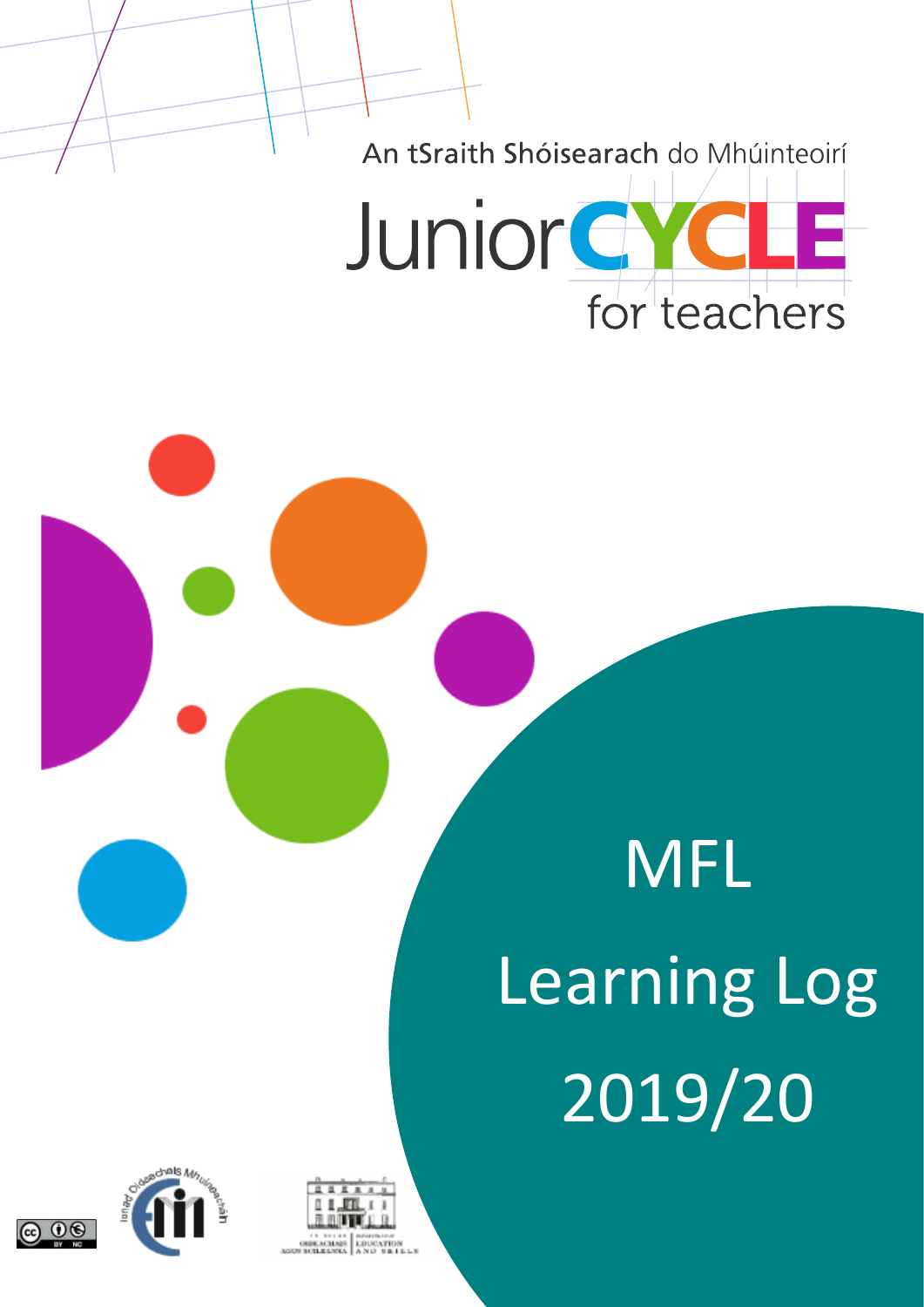An tSraith Shóisearach do Mhúinteoirí

JuniorCYCLE for teachers

# MFL Learning Log 2019/20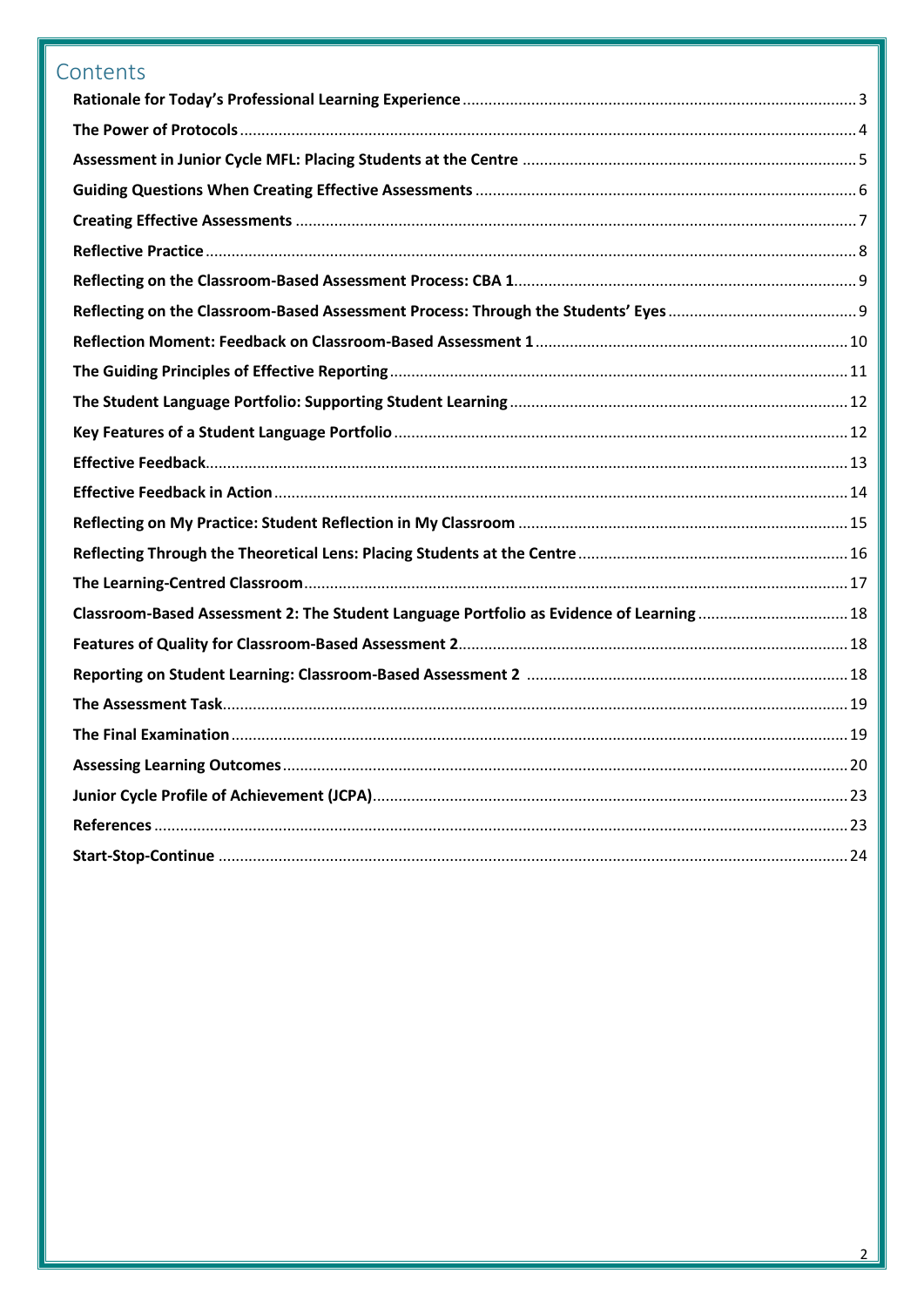# Contents

**Rationale for Today's Professional Learning Experience** .......... 3
**The Power of Protocols** .......... 4
**Assessment in Junior Cycle MFL: Placing Students at the Centre** .......... 5
**Guiding Questions When Creating Effective Assessments** .......... 6
**Creating Effective Assessments** .......... 7
**Reflective Practice** .......... 8
**Reflecting on the Classroom-Based Assessment Process: CBA 1** .......... 9
**Reflecting on the Classroom-Based Assessment Process: Through the Students' Eyes** .......... 9
**Reflection Moment: Feedback on Classroom-Based Assessment 1** .......... 10
**The Guiding Principles of Effective Reporting** .......... 11
**The Student Language Portfolio: Supporting Student Learning** .......... 12
**Key Features of a Student Language Portfolio** .......... 12
**Effective Feedback** .......... 13
**Effective Feedback in Action** .......... 14
**Reflecting on My Practice: Student Reflection in My Classroom** .......... 15
**Reflecting Through the Theoretical Lens: Placing Students at the Centre** .......... 16
**The Learning-Centred Classroom** .......... 17
**Classroom-Based Assessment 2: The Student Language Portfolio as Evidence of Learning** .......... 18
**Features of Quality for Classroom-Based Assessment 2** .......... 18
**Reporting on Student Learning: Classroom-Based Assessment 2** .......... 18
**The Assessment Task** .......... 19
**The Final Examination** .......... 19
**Assessing Learning Outcomes** .......... 20
**Junior Cycle Profile of Achievement (JCPA)** .......... 23
**References** .......... 23
**Start-Stop-Continue** .......... 24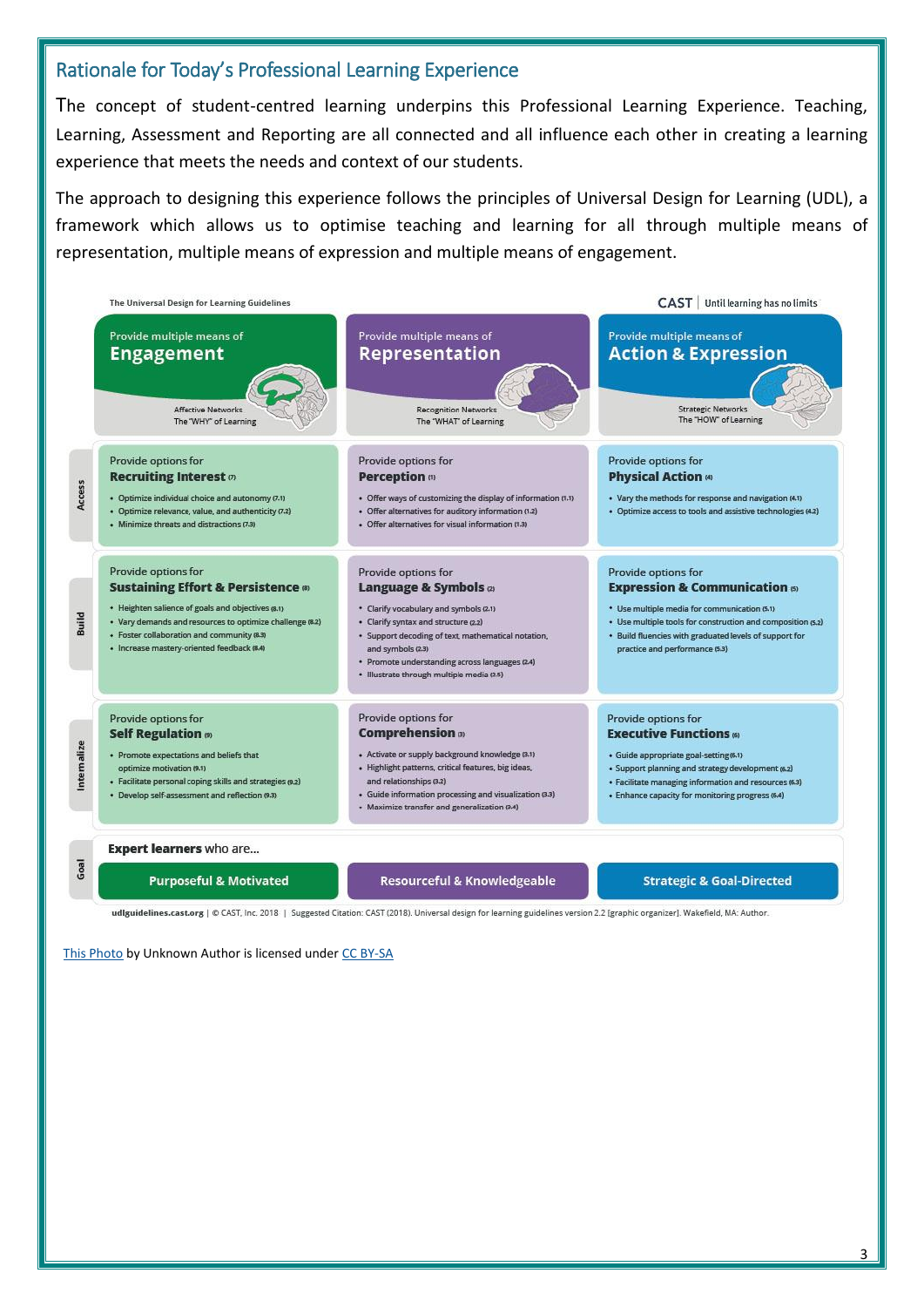## Rationale for Today's Professional Learning Experience

The concept of student-centred learning underpins this Professional Learning Experience. Teaching, Learning, Assessment and Reporting are all connected and all influence each other in creating a learning experience that meets the needs and context of our students.

The approach to designing this experience follows the principles of Universal Design for Learning (UDL), a framework which allows us to optimise teaching and learning for all through multiple means of representation, multiple means of expression and multiple means of engagement.

The Universal Design for Learning Guidelines

CAST | Until learning has no limits

| | Provide multiple means of **Engagement**<br>Affective Networks<br>The "WHY" of Learning | Provide multiple means of **Representation**<br>Recognition Networks<br>The "WHAT" of Learning | Provide multiple means of **Action & Expression**<br>Strategic Networks<br>The "HOW" of Learning |
|---|---|---|---|
| **Access** | Provide options for **Recruiting Interest** (7)<br>• Optimize individual choice and autonomy (7.1)<br>• Optimize relevance, value, and authenticity (7.2)<br>• Minimize threats and distractions (7.3) | Provide options for **Perception** (1)<br>• Offer ways of customizing the display of information (1.1)<br>• Offer alternatives for auditory information (1.2)<br>• Offer alternatives for visual information (1.3) | Provide options for **Physical Action** (4)<br>• Vary the methods for response and navigation (4.1)<br>• Optimize access to tools and assistive technologies (4.2) |
| **Build** | Provide options for **Sustaining Effort & Persistence** (8)<br>• Heighten salience of goals and objectives (8.1)<br>• Vary demands and resources to optimize challenge (8.2)<br>• Foster collaboration and community (8.3)<br>• Increase mastery-oriented feedback (8.4) | Provide options for **Language & Symbols** (2)<br>• Clarify vocabulary and symbols (2.1)<br>• Clarify syntax and structure (2.2)<br>• Support decoding of text, mathematical notation, and symbols (2.3)<br>• Promote understanding across languages (2.4)<br>• Illustrate through multiple media (2.5) | Provide options for **Expression & Communication** (5)<br>• Use multiple media for communication (5.1)<br>• Use multiple tools for construction and composition (5.2)<br>• Build fluencies with graduated levels of support for practice and performance (5.3) |
| **Internalize** | Provide options for **Self Regulation** (9)<br>• Promote expectations and beliefs that optimize motivation (9.1)<br>• Facilitate personal coping skills and strategies (9.2)<br>• Develop self-assessment and reflection (9.3) | Provide options for **Comprehension** (3)<br>• Activate or supply background knowledge (3.1)<br>• Highlight patterns, critical features, big ideas, and relationships (3.2)<br>• Guide information processing and visualization (3.3)<br>• Maximize transfer and generalization (3.4) | Provide options for **Executive Functions** (6)<br>• Guide appropriate goal-setting (6.1)<br>• Support planning and strategy development (6.2)<br>• Facilitate managing information and resources (6.3)<br>• Enhance capacity for monitoring progress (6.4) |
| **Goal** | **Expert learners** who are...<br>**Purposeful & Motivated** | **Resourceful & Knowledgeable** | **Strategic & Goal-Directed** |

**udlguidelines.cast.org** | © CAST, Inc. 2018 | Suggested Citation: CAST (2018). Universal design for learning guidelines version 2.2 [graphic organizer]. Wakefield, MA: Author.

[This Photo](#) by Unknown Author is licensed under [CC BY-SA](#)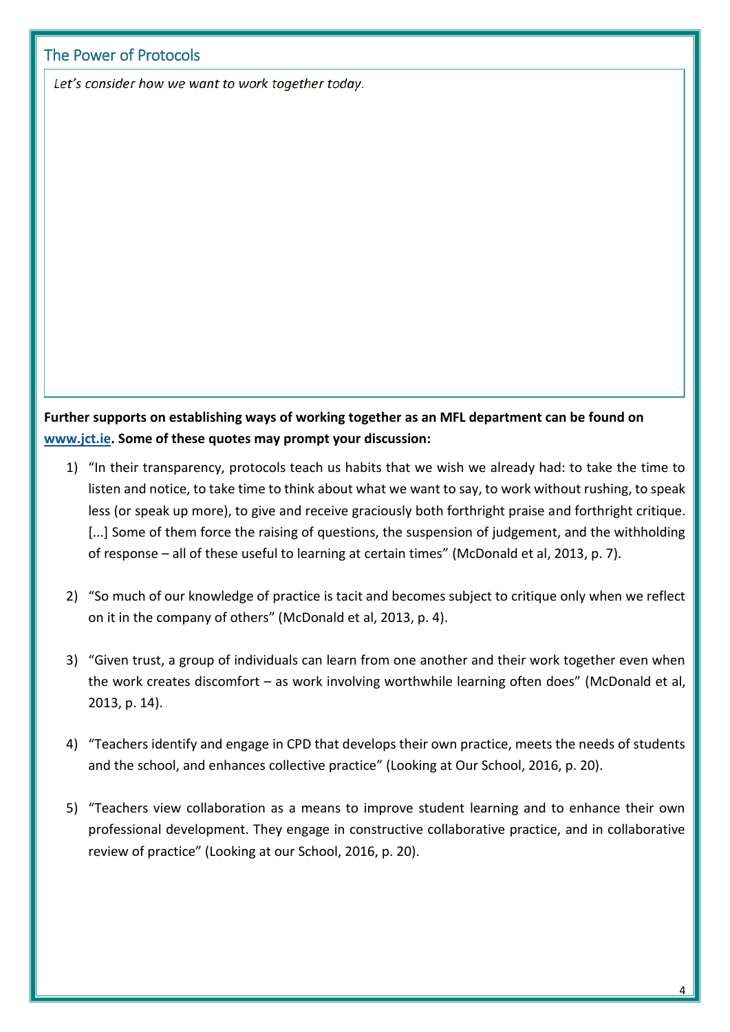## The Power of Protocols

*Let's consider how we want to work together today.*

**Further supports on establishing ways of working together as an MFL department can be found on [www.jct.ie](http://www.jct.ie). Some of these quotes may prompt your discussion:**

1) "In their transparency, protocols teach us habits that we wish we already had: to take the time to listen and notice, to take time to think about what we want to say, to work without rushing, to speak less (or speak up more), to give and receive graciously both forthright praise and forthright critique. [...] Some of them force the raising of questions, the suspension of judgement, and the withholding of response – all of these useful to learning at certain times" (McDonald et al, 2013, p. 7).

2) "So much of our knowledge of practice is tacit and becomes subject to critique only when we reflect on it in the company of others" (McDonald et al, 2013, p. 4).

3) "Given trust, a group of individuals can learn from one another and their work together even when the work creates discomfort – as work involving worthwhile learning often does" (McDonald et al, 2013, p. 14).

4) "Teachers identify and engage in CPD that develops their own practice, meets the needs of students and the school, and enhances collective practice" (Looking at Our School, 2016, p. 20).

5) "Teachers view collaboration as a means to improve student learning and to enhance their own professional development. They engage in constructive collaborative practice, and in collaborative review of practice" (Looking at our School, 2016, p. 20).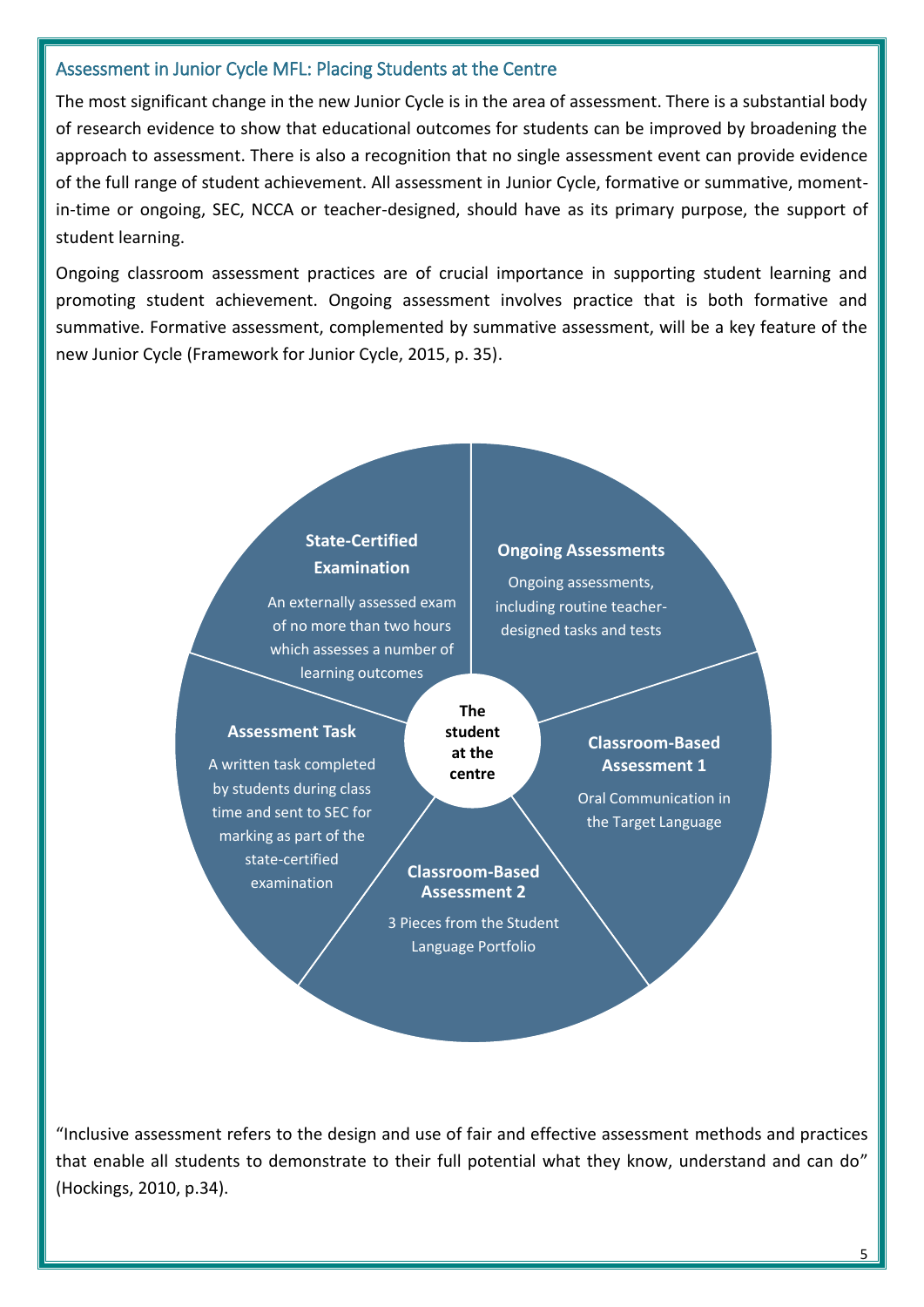## Assessment in Junior Cycle MFL: Placing Students at the Centre

The most significant change in the new Junior Cycle is in the area of assessment. There is a substantial body of research evidence to show that educational outcomes for students can be improved by broadening the approach to assessment. There is also a recognition that no single assessment event can provide evidence of the full range of student achievement. All assessment in Junior Cycle, formative or summative, moment-in-time or ongoing, SEC, NCCA or teacher-designed, should have as its primary purpose, the support of student learning.

Ongoing classroom assessment practices are of crucial importance in supporting student learning and promoting student achievement. Ongoing assessment involves practice that is both formative and summative. Formative assessment, complemented by summative assessment, will be a key feature of the new Junior Cycle (Framework for Junior Cycle, 2015, p. 35).

**The student at the centre**

**State-Certified Examination**
An externally assessed exam of no more than two hours which assesses a number of learning outcomes

**Ongoing Assessments**
Ongoing assessments, including routine teacher-designed tasks and tests

**Classroom-Based Assessment 1**
Oral Communication in the Target Language

**Classroom-Based Assessment 2**
3 Pieces from the Student Language Portfolio

**Assessment Task**
A written task completed by students during class time and sent to SEC for marking as part of the state-certified examination

"Inclusive assessment refers to the design and use of fair and effective assessment methods and practices that enable all students to demonstrate to their full potential what they know, understand and can do" (Hockings, 2010, p.34).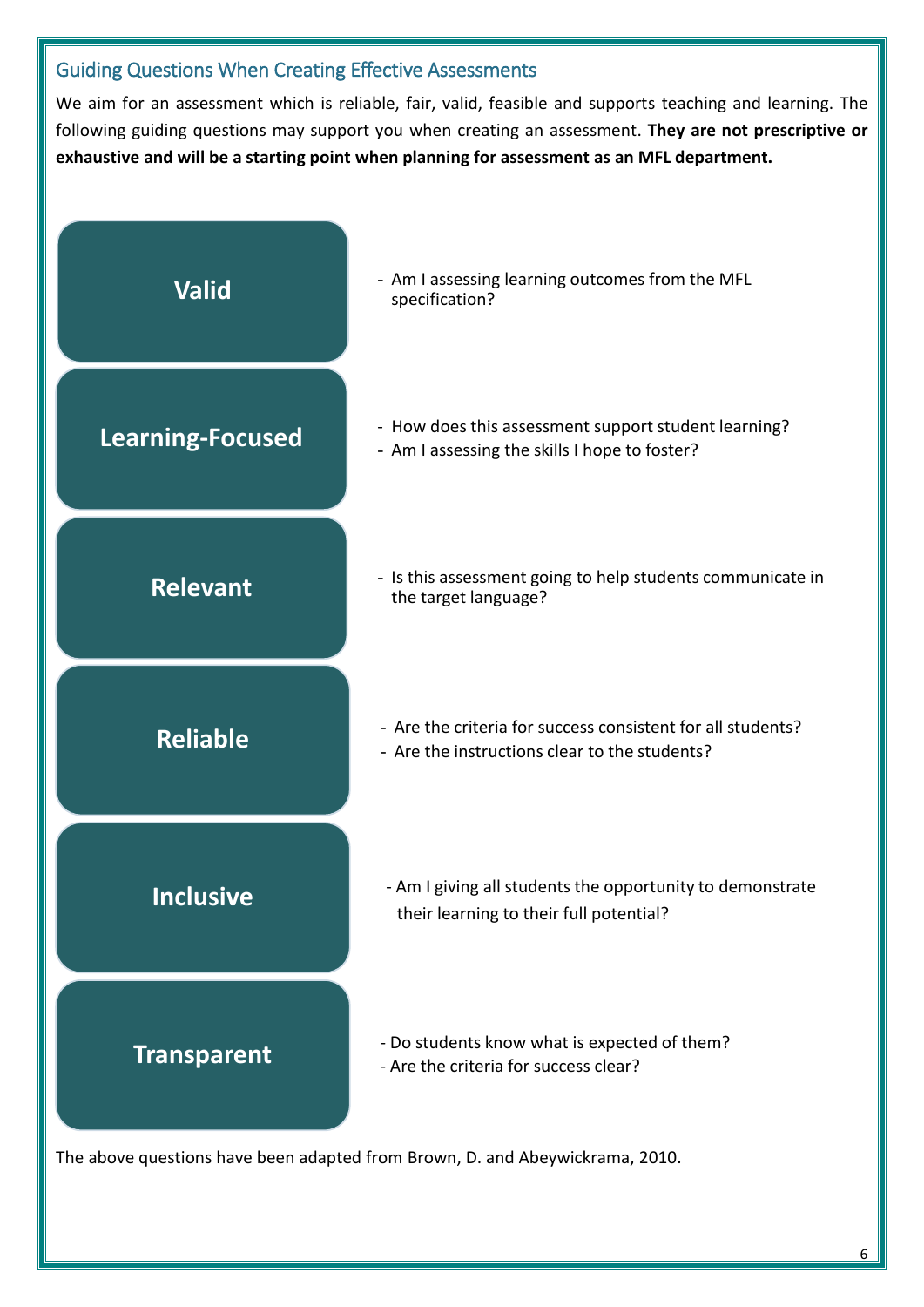## Guiding Questions When Creating Effective Assessments

We aim for an assessment which is reliable, fair, valid, feasible and supports teaching and learning. The following guiding questions may support you when creating an assessment. **They are not prescriptive or exhaustive and will be a starting point when planning for assessment as an MFL department.**

**Valid**

- Am I assessing learning outcomes from the MFL specification?

**Learning-Focused**

- How does this assessment support student learning?
- Am I assessing the skills I hope to foster?

**Relevant**

- Is this assessment going to help students communicate in the target language?

**Reliable**

- Are the criteria for success consistent for all students?
- Are the instructions clear to the students?

**Inclusive**

- Am I giving all students the opportunity to demonstrate their learning to their full potential?

**Transparent**

- Do students know what is expected of them?
- Are the criteria for success clear?

The above questions have been adapted from Brown, D. and Abeywickrama, 2010.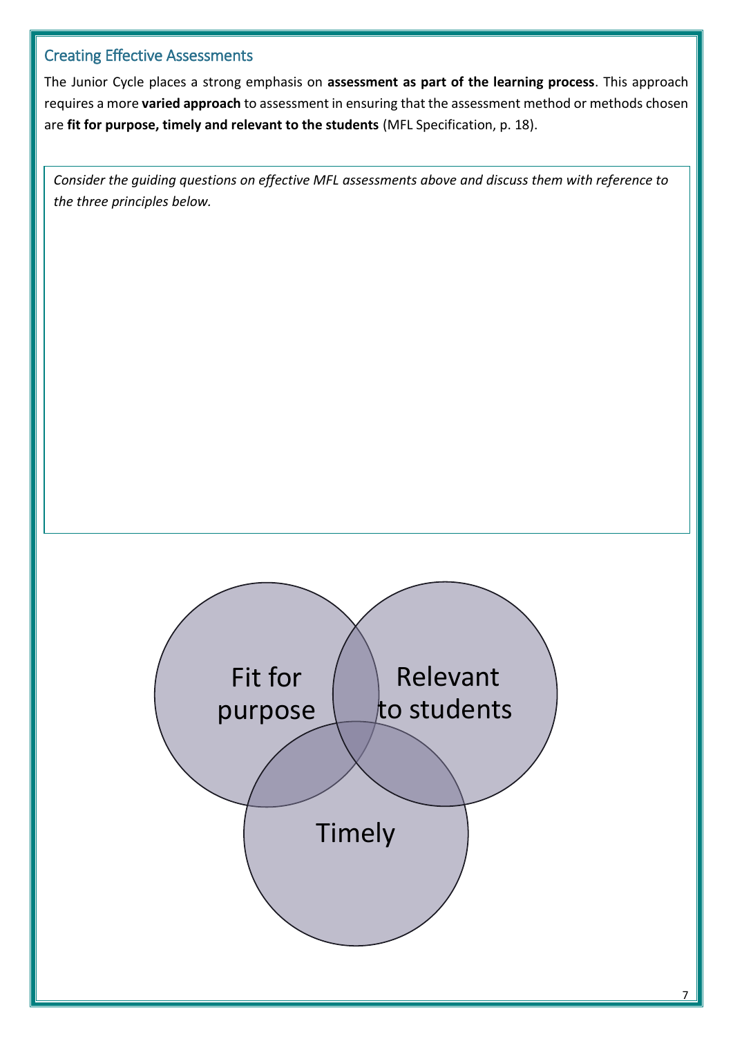## Creating Effective Assessments

The Junior Cycle places a strong emphasis on **assessment as part of the learning process**. This approach requires a more **varied approach** to assessment in ensuring that the assessment method or methods chosen are **fit for purpose, timely and relevant to the students** (MFL Specification, p. 18).

*Consider the guiding questions on effective MFL assessments above and discuss them with reference to the three principles below.*

Fit for purpose

Relevant to students

Timely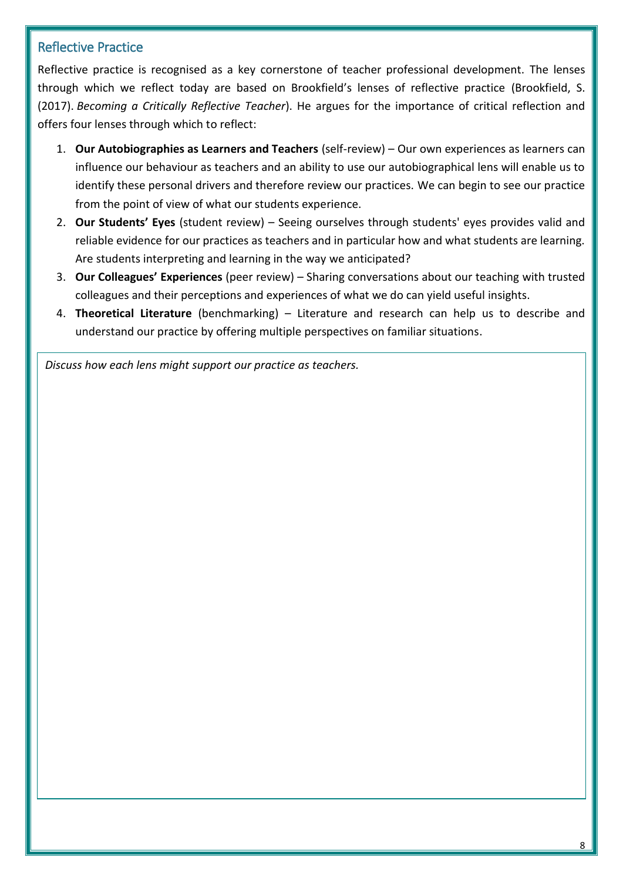## Reflective Practice

Reflective practice is recognised as a key cornerstone of teacher professional development. The lenses through which we reflect today are based on Brookfield's lenses of reflective practice (Brookfield, S. (2017). *Becoming a Critically Reflective Teacher*). He argues for the importance of critical reflection and offers four lenses through which to reflect:

1. **Our Autobiographies as Learners and Teachers** (self-review) – Our own experiences as learners can influence our behaviour as teachers and an ability to use our autobiographical lens will enable us to identify these personal drivers and therefore review our practices. We can begin to see our practice from the point of view of what our students experience.
2. **Our Students' Eyes** (student review) – Seeing ourselves through students' eyes provides valid and reliable evidence for our practices as teachers and in particular how and what students are learning. Are students interpreting and learning in the way we anticipated?
3. **Our Colleagues' Experiences** (peer review) – Sharing conversations about our teaching with trusted colleagues and their perceptions and experiences of what we do can yield useful insights.
4. **Theoretical Literature** (benchmarking) – Literature and research can help us to describe and understand our practice by offering multiple perspectives on familiar situations.

*Discuss how each lens might support our practice as teachers.*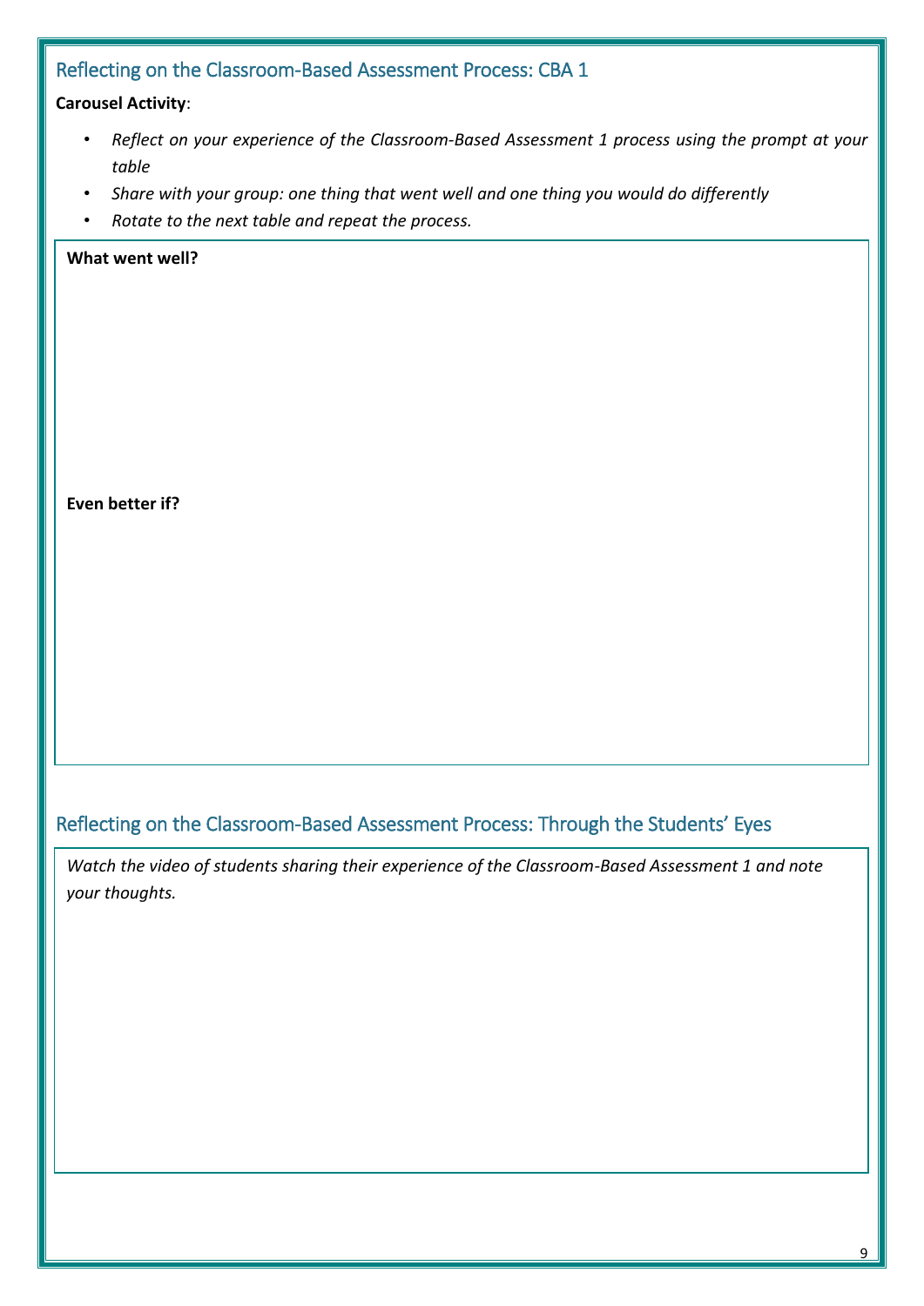## Reflecting on the Classroom-Based Assessment Process: CBA 1

**Carousel Activity**:

- *Reflect on your experience of the Classroom-Based Assessment 1 process using the prompt at your table*
- *Share with your group: one thing that went well and one thing you would do differently*
- *Rotate to the next table and repeat the process.*

**What went well?**

**Even better if?**

## Reflecting on the Classroom-Based Assessment Process: Through the Students' Eyes

*Watch the video of students sharing their experience of the Classroom-Based Assessment 1 and note your thoughts.*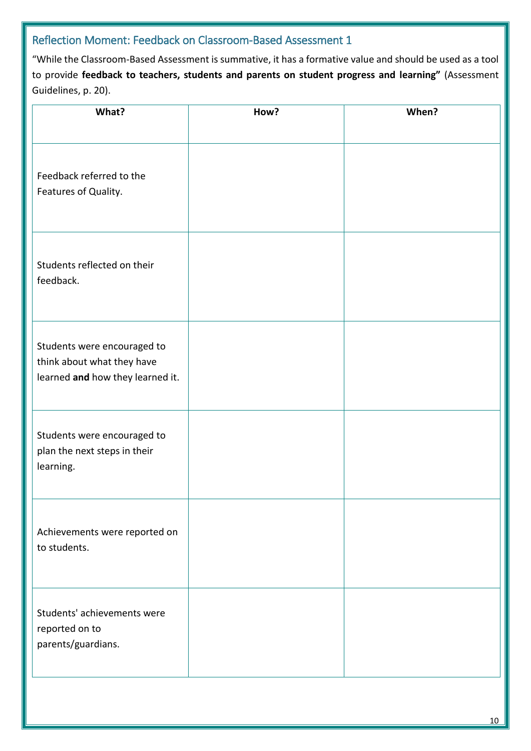## Reflection Moment: Feedback on Classroom-Based Assessment 1

"While the Classroom-Based Assessment is summative, it has a formative value and should be used as a tool to provide **feedback to teachers, students and parents on student progress and learning"** (Assessment Guidelines, p. 20).

| What? | How? | When? |
|---|---|---|
| Feedback referred to the Features of Quality. | | |
| Students reflected on their feedback. | | |
| Students were encouraged to think about what they have learned **and** how they learned it. | | |
| Students were encouraged to plan the next steps in their learning. | | |
| Achievements were reported on to students. | | |
| Students' achievements were reported on to parents/guardians. | | |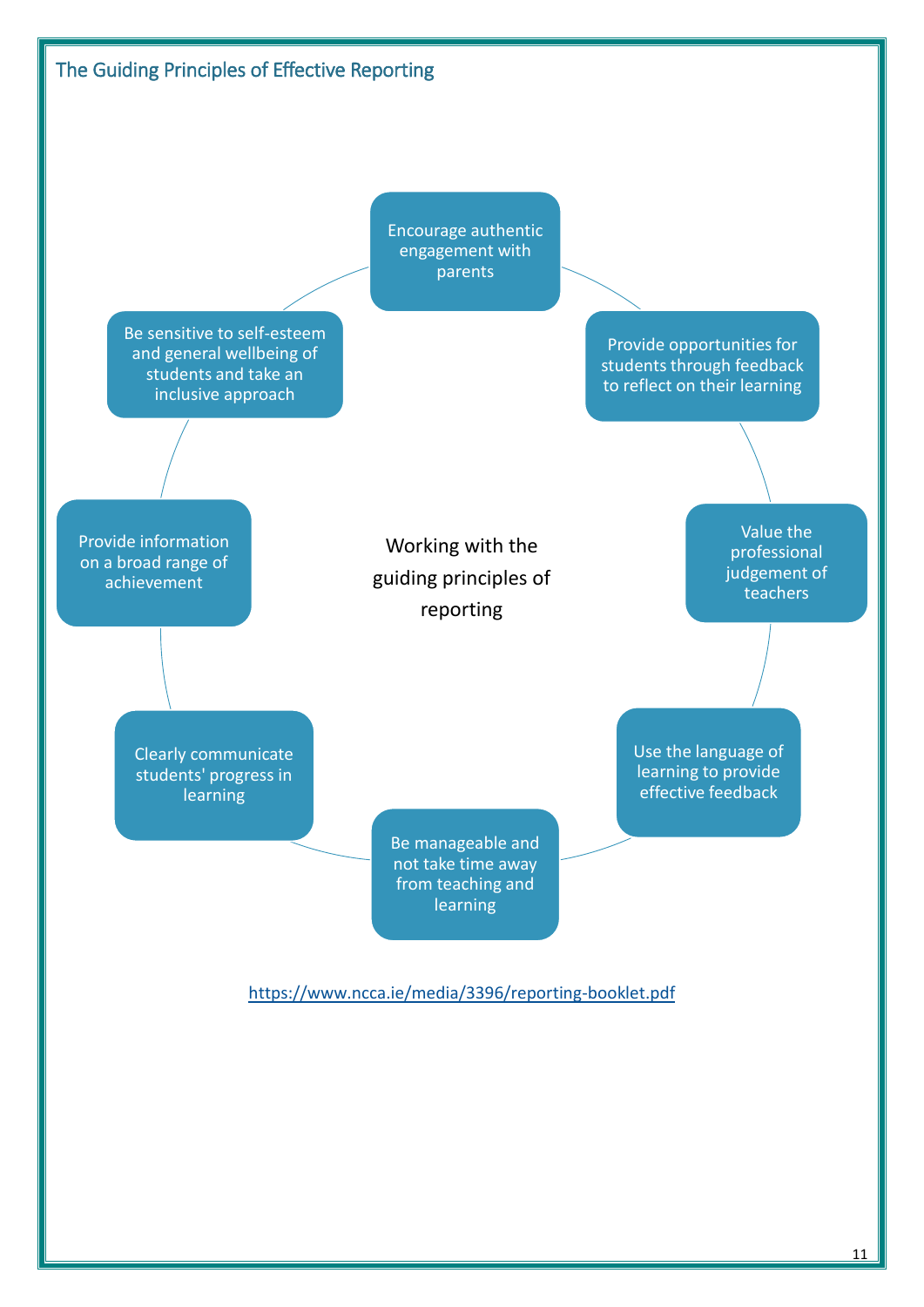## The Guiding Principles of Effective Reporting

Working with the guiding principles of reporting

- Encourage authentic engagement with parents
- Provide opportunities for students through feedback to reflect on their learning
- Value the professional judgement of teachers
- Use the language of learning to provide effective feedback
- Be manageable and not take time away from teaching and learning
- Clearly communicate students' progress in learning
- Provide information on a broad range of achievement
- Be sensitive to self-esteem and general wellbeing of students and take an inclusive approach

https://www.ncca.ie/media/3396/reporting-booklet.pdf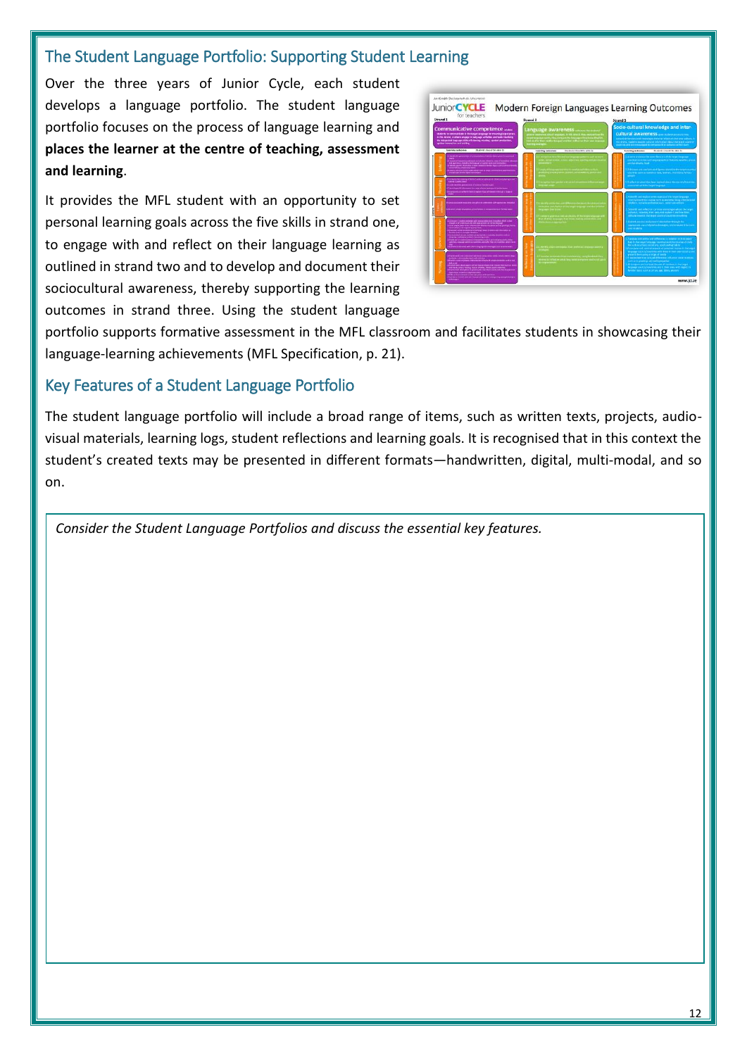## The Student Language Portfolio: Supporting Student Learning

Over the three years of Junior Cycle, each student develops a language portfolio. The student language portfolio focuses on the process of language learning and **places the learner at the centre of teaching, assessment and learning**.

It provides the MFL student with an opportunity to set personal learning goals across the five skills in strand one, to engage with and reflect on their language learning as outlined in strand two and to develop and document their sociocultural awareness, thereby supporting the learning outcomes in strand three. Using the student language portfolio supports formative assessment in the MFL classroom and facilitates students in showcasing their language-learning achievements (MFL Specification, p. 21).

## Key Features of a Student Language Portfolio

The student language portfolio will include a broad range of items, such as written texts, projects, audio-visual materials, learning logs, student reflections and learning goals. It is recognised that in this context the student's created texts may be presented in different formats—handwritten, digital, multi-modal, and so on.

*Consider the Student Language Portfolios and discuss the essential key features.*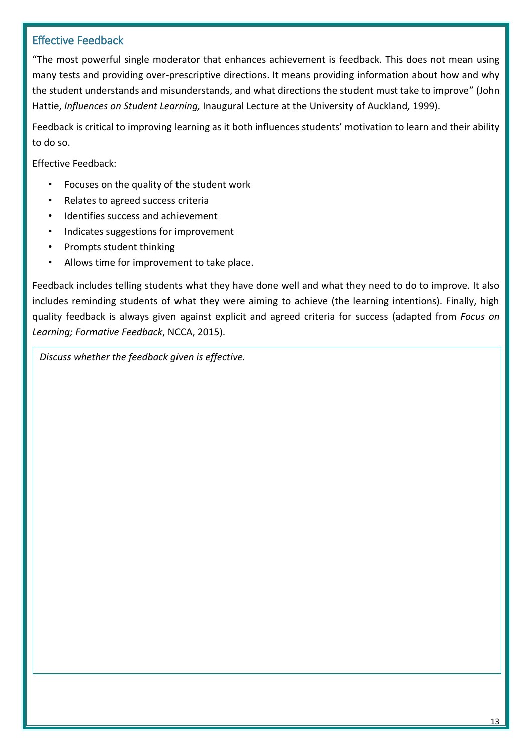## Effective Feedback

"The most powerful single moderator that enhances achievement is feedback. This does not mean using many tests and providing over-prescriptive directions. It means providing information about how and why the student understands and misunderstands, and what directions the student must take to improve" (John Hattie, *Influences on Student Learning,* Inaugural Lecture at the University of Auckland*,* 1999).

Feedback is critical to improving learning as it both influences students' motivation to learn and their ability to do so.

Effective Feedback:

- Focuses on the quality of the student work
- Relates to agreed success criteria
- Identifies success and achievement
- Indicates suggestions for improvement
- Prompts student thinking
- Allows time for improvement to take place.

Feedback includes telling students what they have done well and what they need to do to improve. It also includes reminding students of what they were aiming to achieve (the learning intentions). Finally, high quality feedback is always given against explicit and agreed criteria for success (adapted from *Focus on Learning; Formative Feedback*, NCCA, 2015).

*Discuss whether the feedback given is effective.*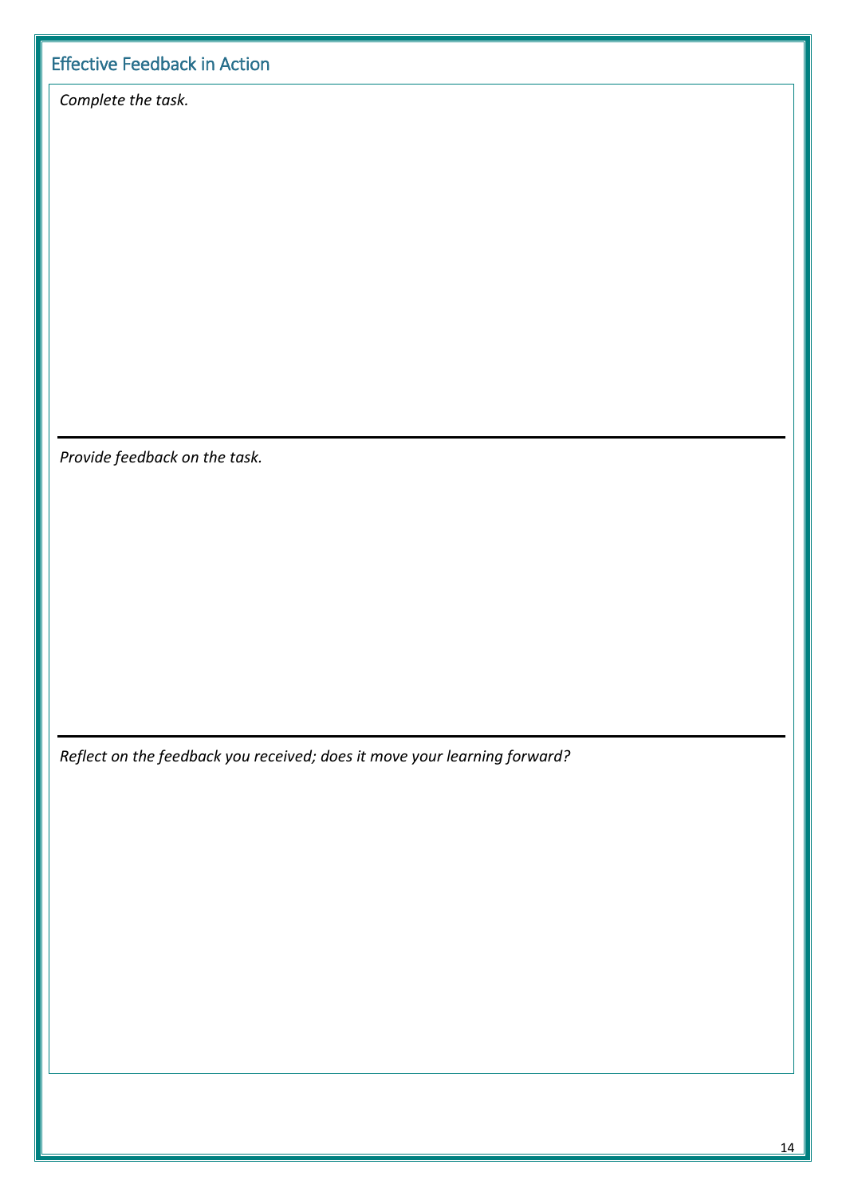## Effective Feedback in Action

*Complete the task.*

*Provide feedback on the task.*

*Reflect on the feedback you received; does it move your learning forward?*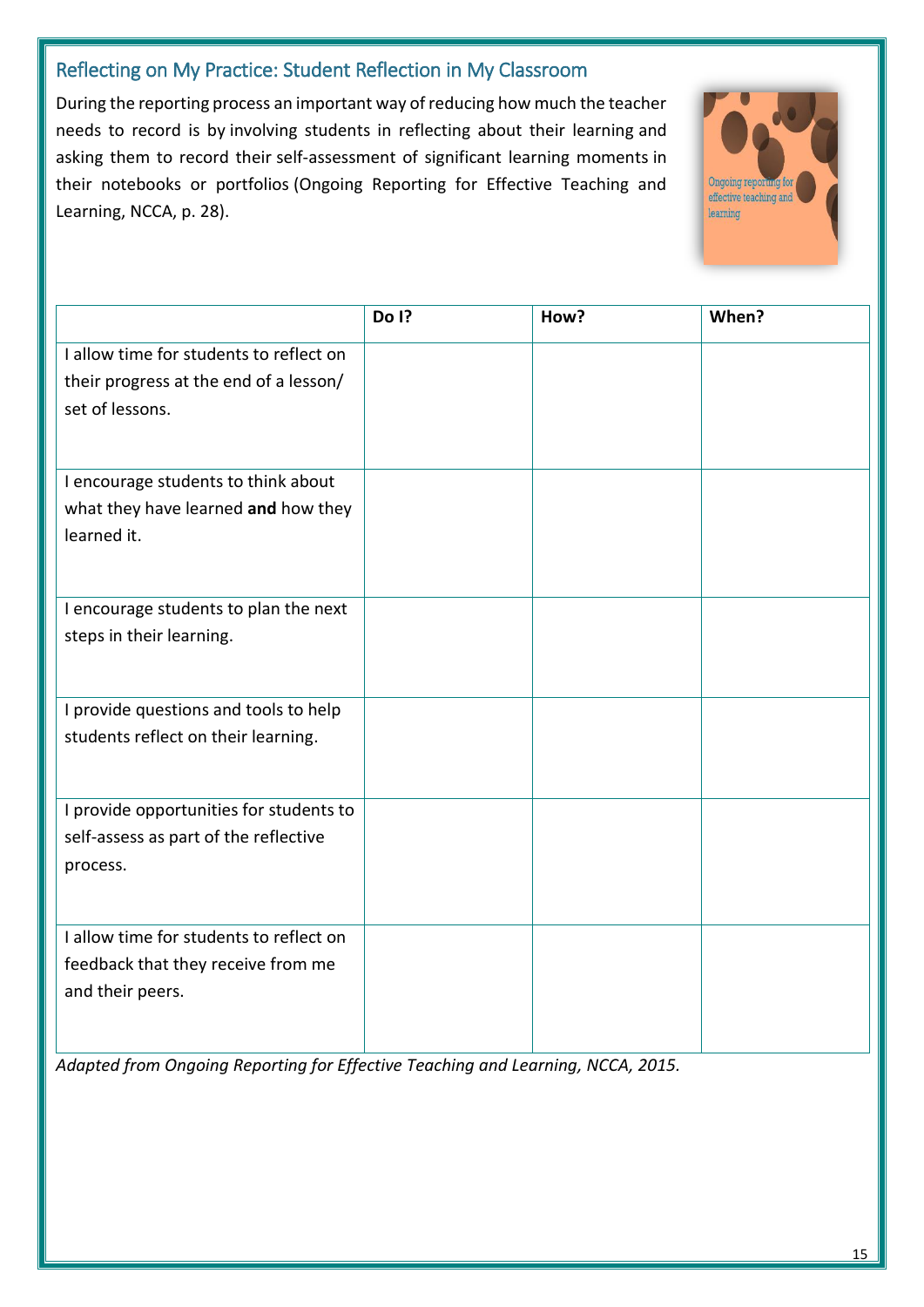## Reflecting on My Practice: Student Reflection in My Classroom

During the reporting process an important way of reducing how much the teacher needs to record is by involving students in reflecting about their learning and asking them to record their self-assessment of significant learning moments in their notebooks or portfolios (Ongoing Reporting for Effective Teaching and Learning, NCCA, p. 28).

| | Do I? | How? | When? |
|---|---|---|---|
| I allow time for students to reflect on their progress at the end of a lesson/ set of lessons. | | | |
| I encourage students to think about what they have learned **and** how they learned it. | | | |
| I encourage students to plan the next steps in their learning. | | | |
| I provide questions and tools to help students reflect on their learning. | | | |
| I provide opportunities for students to self-assess as part of the reflective process. | | | |
| I allow time for students to reflect on feedback that they receive from me and their peers. | | | |

*Adapted from Ongoing Reporting for Effective Teaching and Learning, NCCA, 2015.*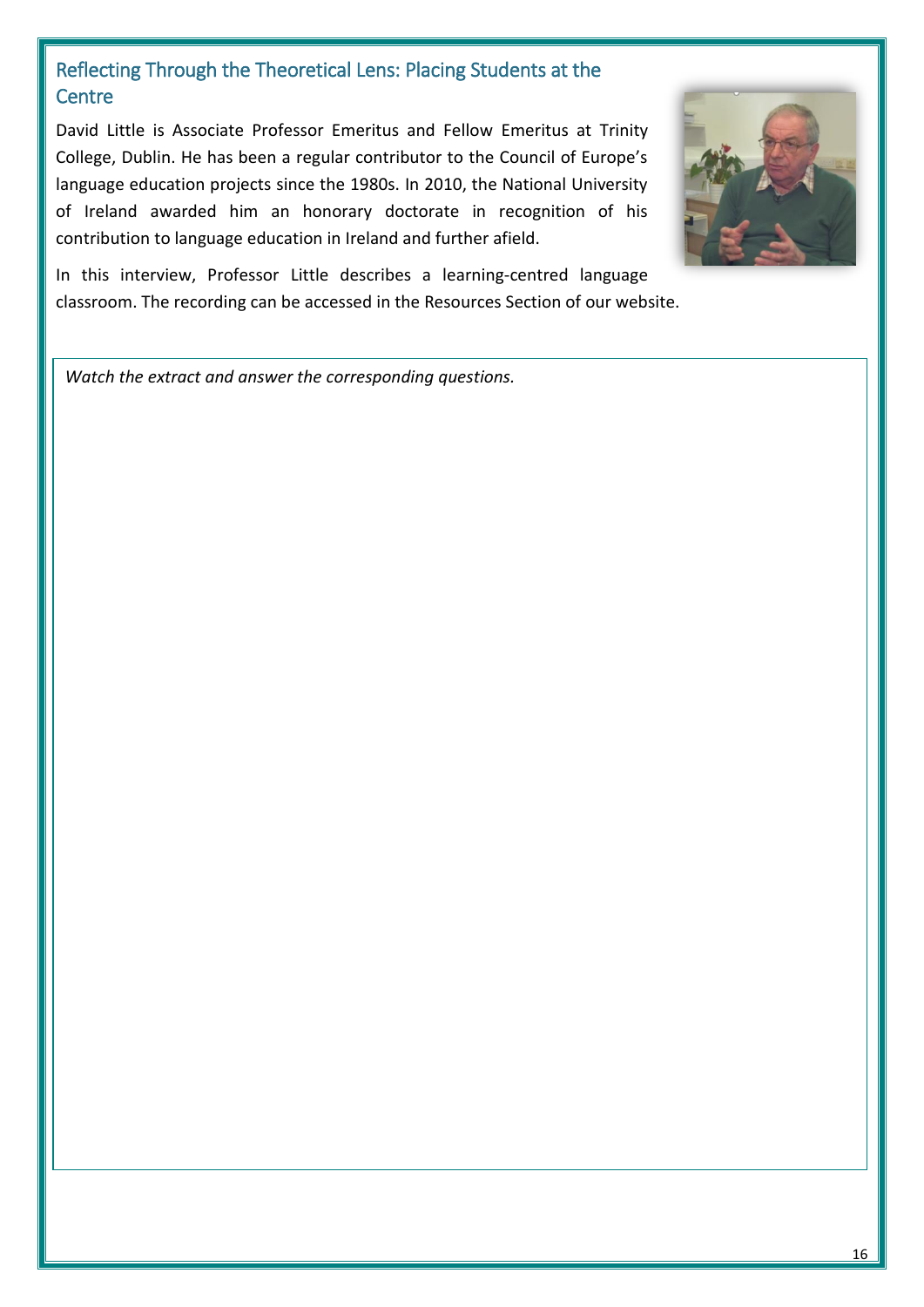## Reflecting Through the Theoretical Lens: Placing Students at the Centre

David Little is Associate Professor Emeritus and Fellow Emeritus at Trinity College, Dublin. He has been a regular contributor to the Council of Europe's language education projects since the 1980s. In 2010, the National University of Ireland awarded him an honorary doctorate in recognition of his contribution to language education in Ireland and further afield.

In this interview, Professor Little describes a learning-centred language classroom. The recording can be accessed in the Resources Section of our website.

*Watch the extract and answer the corresponding questions.*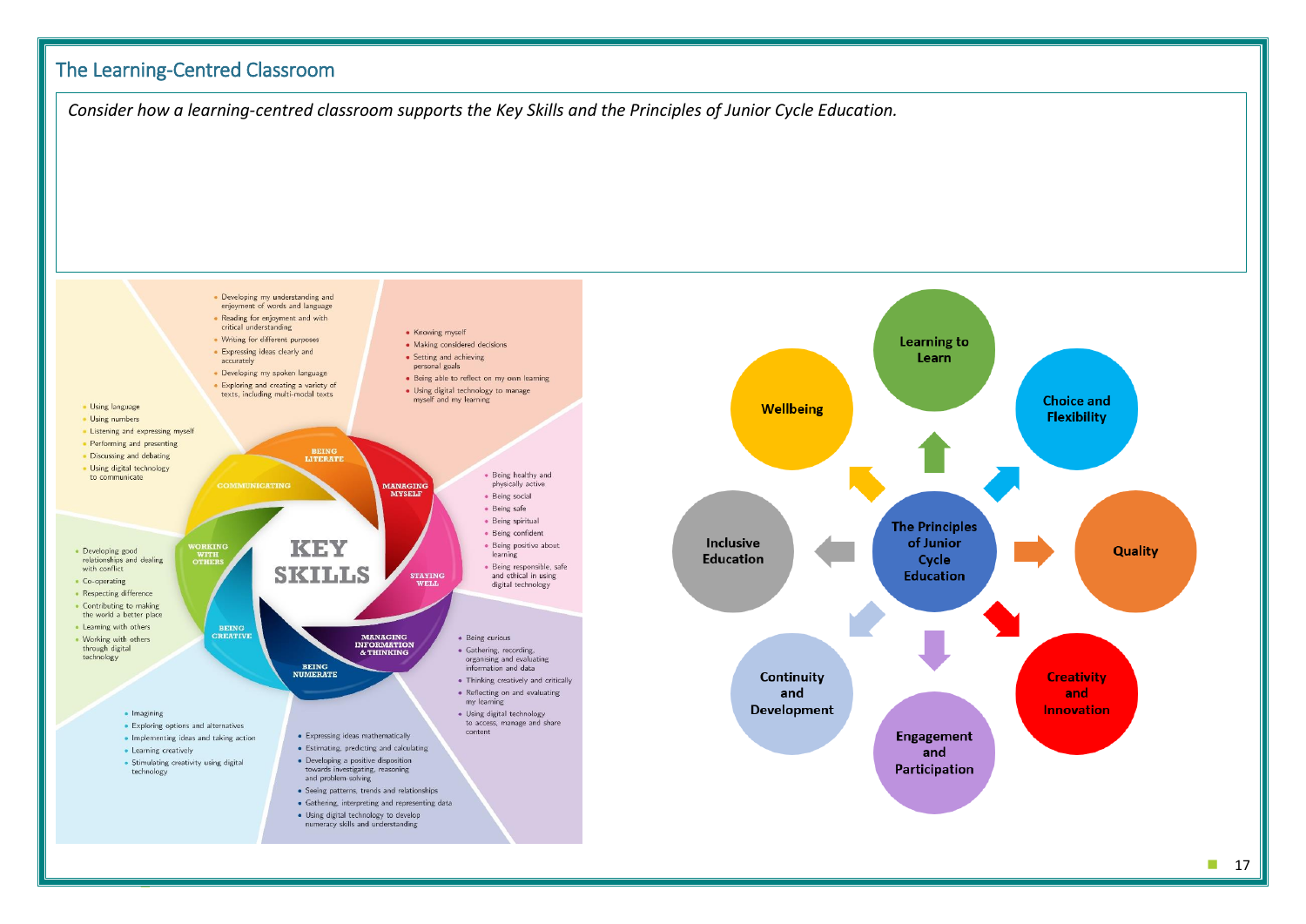## The Learning-Centred Classroom

*Consider how a learning-centred classroom supports the Key Skills and the Principles of Junior Cycle Education.*

KEY SKILLS

BEING LITERATE
- Developing my understanding and enjoyment of words and language
- Reading for enjoyment and with critical understanding
- Writing for different purposes
- Expressing ideas clearly and accurately
- Developing my spoken language
- Exploring and creating a variety of texts, including multi-modal texts

MANAGING MYSELF
- Knowing myself
- Making considered decisions
- Setting and achieving personal goals
- Being able to reflect on my own learning
- Using digital technology to manage myself and my learning

STAYING WELL
- Being healthy and physically active
- Being social
- Being safe
- Being spiritual
- Being confident
- Being positive about learning
- Being responsible, safe and ethical in using digital technology

MANAGING INFORMATION & THINKING
- Being curious
- Gathering, recording, organising and evaluating information and data
- Thinking creatively and critically
- Reflecting on and evaluating my learning
- Using digital technology to access, manage and share content

BEING NUMERATE
- Expressing ideas mathematically
- Estimating, predicting and calculating
- Developing a positive disposition towards investigating, reasoning and problem-solving
- Seeing patterns, trends and relationships
- Gathering, interpreting and representing data
- Using digital technology to develop numeracy skills and understanding

BEING CREATIVE
- Imagining
- Exploring options and alternatives
- Implementing ideas and taking action
- Learning creatively
- Stimulating creativity using digital technology

WORKING WITH OTHERS
- Developing good relationships and dealing with conflict
- Co-operating
- Respecting difference
- Contributing to making the world a better place
- Learning with others
- Working with others through digital technology

COMMUNICATING
- Using language
- Using numbers
- Listening and expressing myself
- Performing and presenting
- Discussing and debating
- Using digital technology to communicate

The Principles of Junior Cycle Education

Learning to Learn

Choice and Flexibility

Quality

Creativity and Innovation

Engagement and Participation

Continuity and Development

Inclusive Education

Wellbeing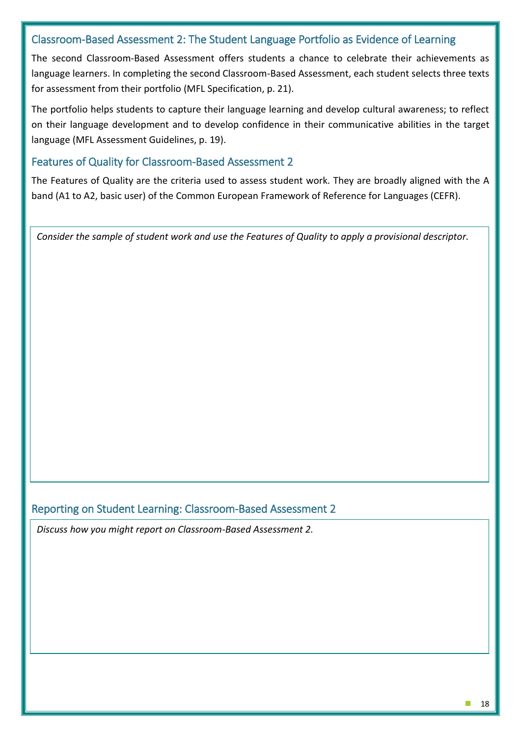## Classroom-Based Assessment 2: The Student Language Portfolio as Evidence of Learning

The second Classroom-Based Assessment offers students a chance to celebrate their achievements as language learners. In completing the second Classroom-Based Assessment, each student selects three texts for assessment from their portfolio (MFL Specification, p. 21).

The portfolio helps students to capture their language learning and develop cultural awareness; to reflect on their language development and to develop confidence in their communicative abilities in the target language (MFL Assessment Guidelines, p. 19).

## Features of Quality for Classroom-Based Assessment 2

The Features of Quality are the criteria used to assess student work. They are broadly aligned with the A band (A1 to A2, basic user) of the Common European Framework of Reference for Languages (CEFR).

*Consider the sample of student work and use the Features of Quality to apply a provisional descriptor.*

## Reporting on Student Learning: Classroom-Based Assessment 2

*Discuss how you might report on Classroom-Based Assessment 2.*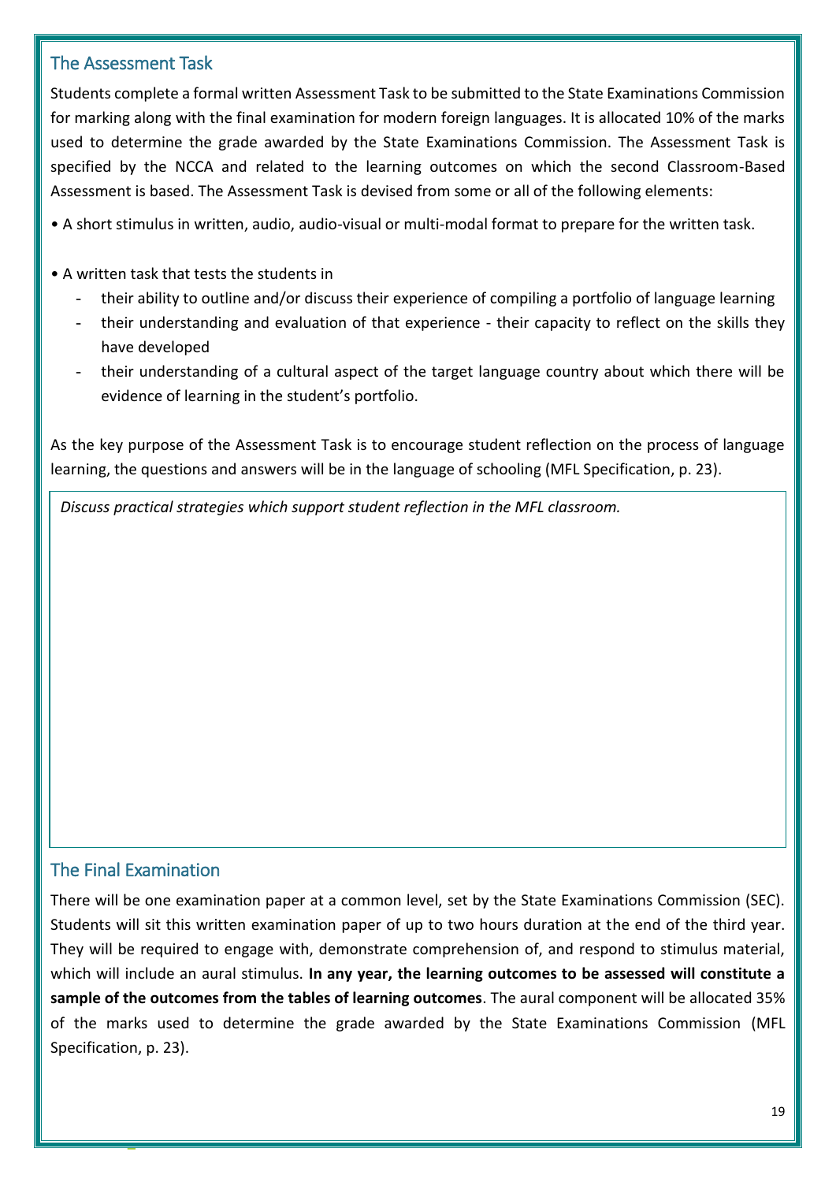## The Assessment Task

Students complete a formal written Assessment Task to be submitted to the State Examinations Commission for marking along with the final examination for modern foreign languages. It is allocated 10% of the marks used to determine the grade awarded by the State Examinations Commission. The Assessment Task is specified by the NCCA and related to the learning outcomes on which the second Classroom-Based Assessment is based. The Assessment Task is devised from some or all of the following elements:

- A short stimulus in written, audio, audio-visual or multi-modal format to prepare for the written task.

- A written task that tests the students in
  - their ability to outline and/or discuss their experience of compiling a portfolio of language learning
  - their understanding and evaluation of that experience - their capacity to reflect on the skills they have developed
  - their understanding of a cultural aspect of the target language country about which there will be evidence of learning in the student's portfolio.

As the key purpose of the Assessment Task is to encourage student reflection on the process of language learning, the questions and answers will be in the language of schooling (MFL Specification, p. 23).

*Discuss practical strategies which support student reflection in the MFL classroom.*

## The Final Examination

There will be one examination paper at a common level, set by the State Examinations Commission (SEC). Students will sit this written examination paper of up to two hours duration at the end of the third year. They will be required to engage with, demonstrate comprehension of, and respond to stimulus material, which will include an aural stimulus. **In any year, the learning outcomes to be assessed will constitute a sample of the outcomes from the tables of learning outcomes**. The aural component will be allocated 35% of the marks used to determine the grade awarded by the State Examinations Commission (MFL Specification, p. 23).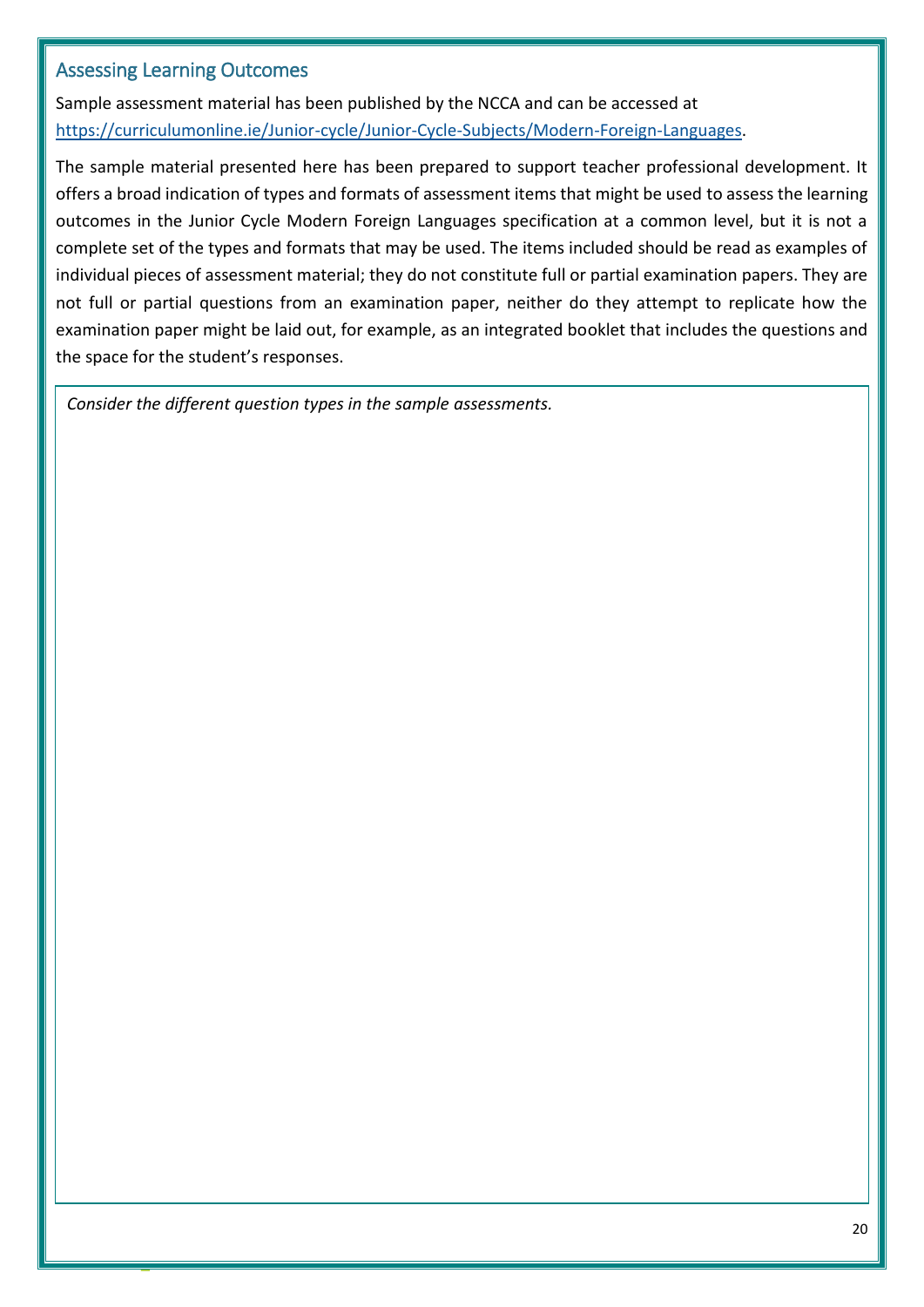## Assessing Learning Outcomes

Sample assessment material has been published by the NCCA and can be accessed at [https://curriculumonline.ie/Junior-cycle/Junior-Cycle-Subjects/Modern-Foreign-Languages](https://curriculumonline.ie/Junior-cycle/Junior-Cycle-Subjects/Modern-Foreign-Languages).

The sample material presented here has been prepared to support teacher professional development. It offers a broad indication of types and formats of assessment items that might be used to assess the learning outcomes in the Junior Cycle Modern Foreign Languages specification at a common level, but it is not a complete set of the types and formats that may be used. The items included should be read as examples of individual pieces of assessment material; they do not constitute full or partial examination papers. They are not full or partial questions from an examination paper, neither do they attempt to replicate how the examination paper might be laid out, for example, as an integrated booklet that includes the questions and the space for the student's responses.

*Consider the different question types in the sample assessments.*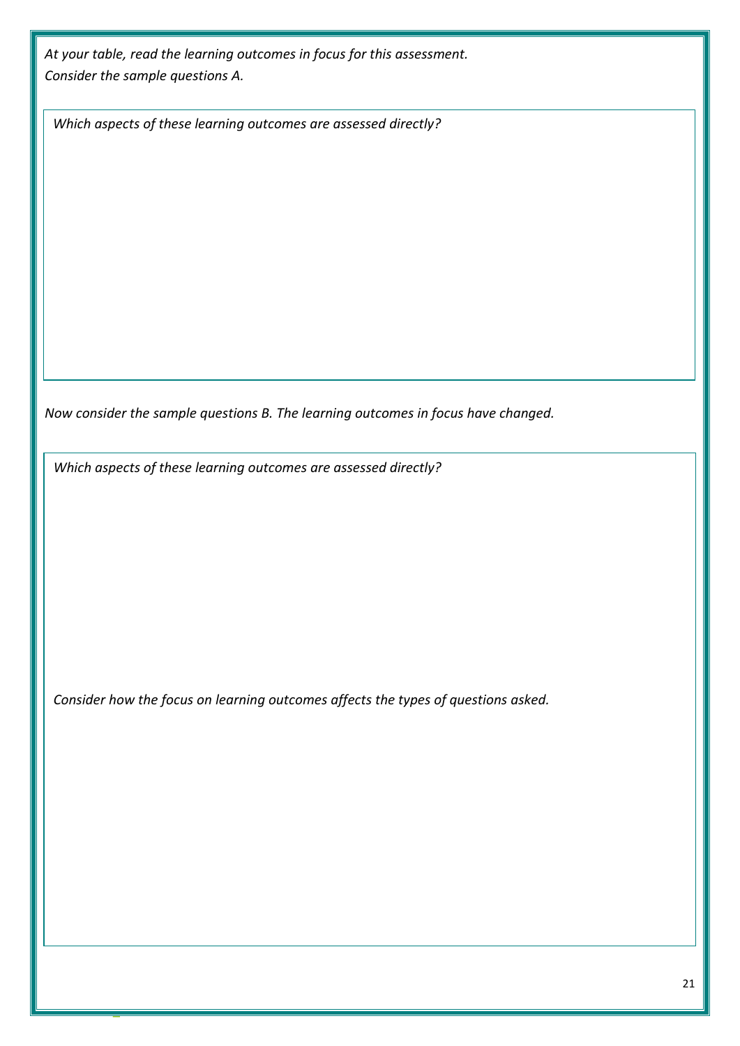*At your table, read the learning outcomes in focus for this assessment.*
*Consider the sample questions A.*

*Which aspects of these learning outcomes are assessed directly?*

*Now consider the sample questions B. The learning outcomes in focus have changed.*

*Which aspects of these learning outcomes are assessed directly?*

*Consider how the focus on learning outcomes affects the types of questions asked.*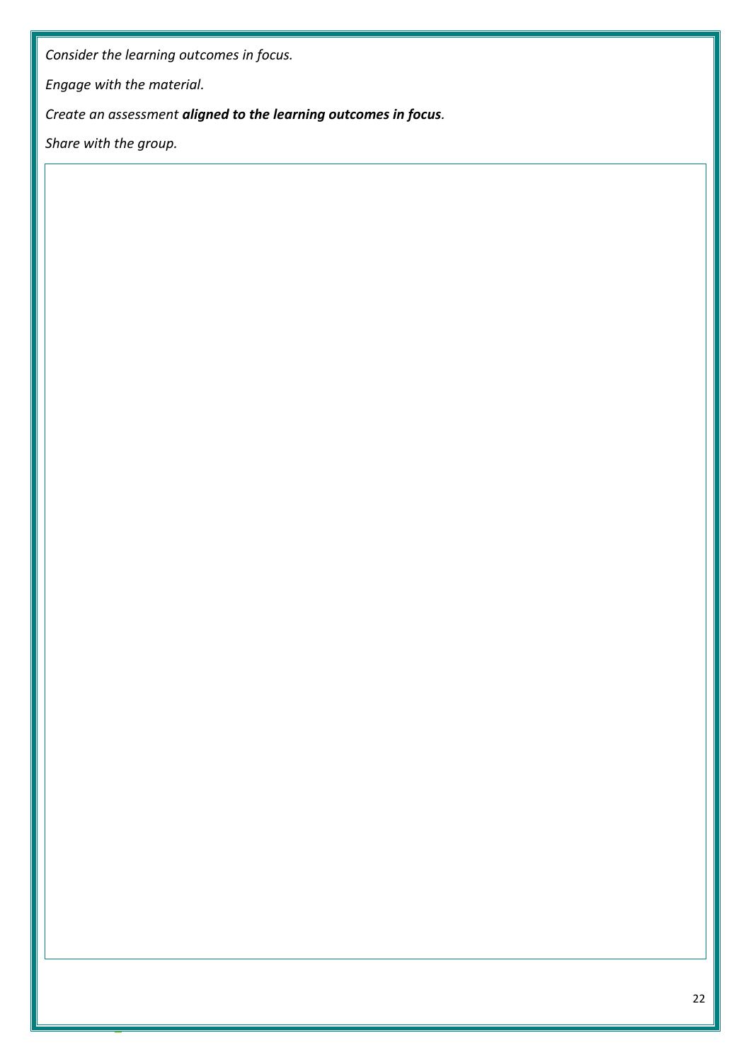*Consider the learning outcomes in focus.*

*Engage with the material.*

*Create an assessment **aligned to the learning outcomes in focus**.*

*Share with the group.*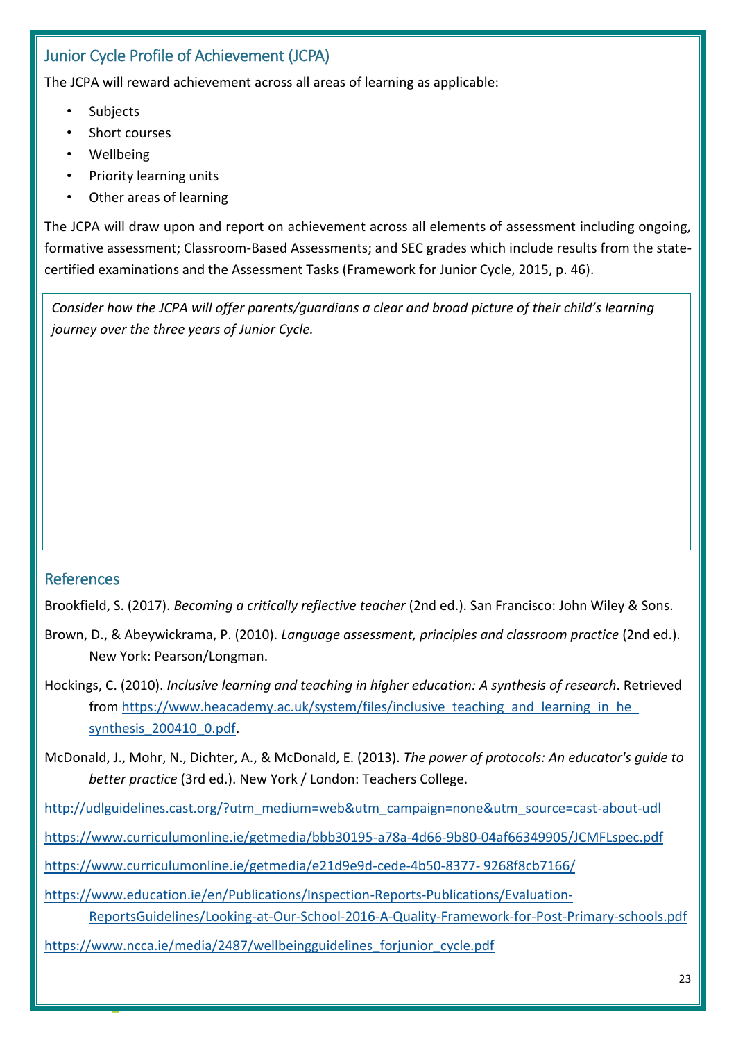## Junior Cycle Profile of Achievement (JCPA)

The JCPA will reward achievement across all areas of learning as applicable:

- Subjects
- Short courses
- Wellbeing
- Priority learning units
- Other areas of learning

The JCPA will draw upon and report on achievement across all elements of assessment including ongoing, formative assessment; Classroom-Based Assessments; and SEC grades which include results from the state-certified examinations and the Assessment Tasks (Framework for Junior Cycle, 2015, p. 46).

*Consider how the JCPA will offer parents/guardians a clear and broad picture of their child's learning journey over the three years of Junior Cycle.*

## References

Brookfield, S. (2017). *Becoming a critically reflective teacher* (2nd ed.). San Francisco: John Wiley & Sons.

Brown, D., & Abeywickrama, P. (2010). *Language assessment, principles and classroom practice* (2nd ed.). New York: Pearson/Longman.

Hockings, C. (2010). *Inclusive learning and teaching in higher education: A synthesis of research*. Retrieved from https://www.heacademy.ac.uk/system/files/inclusive_teaching_and_learning_in_he_synthesis_200410_0.pdf.

McDonald, J., Mohr, N., Dichter, A., & McDonald, E. (2013). *The power of protocols: An educator's guide to better practice* (3rd ed.). New York / London: Teachers College.

http://udlguidelines.cast.org/?utm_medium=web&utm_campaign=none&utm_source=cast-about-udl

https://www.curriculumonline.ie/getmedia/bbb30195-a78a-4d66-9b80-04af66349905/JCMFLspec.pdf

https://www.curriculumonline.ie/getmedia/e21d9e9d-cede-4b50-8377- 9268f8cb7166/

https://www.education.ie/en/Publications/Inspection-Reports-Publications/Evaluation-ReportsGuidelines/Looking-at-Our-School-2016-A-Quality-Framework-for-Post-Primary-schools.pdf

https://www.ncca.ie/media/2487/wellbeingguidelines_forjunior_cycle.pdf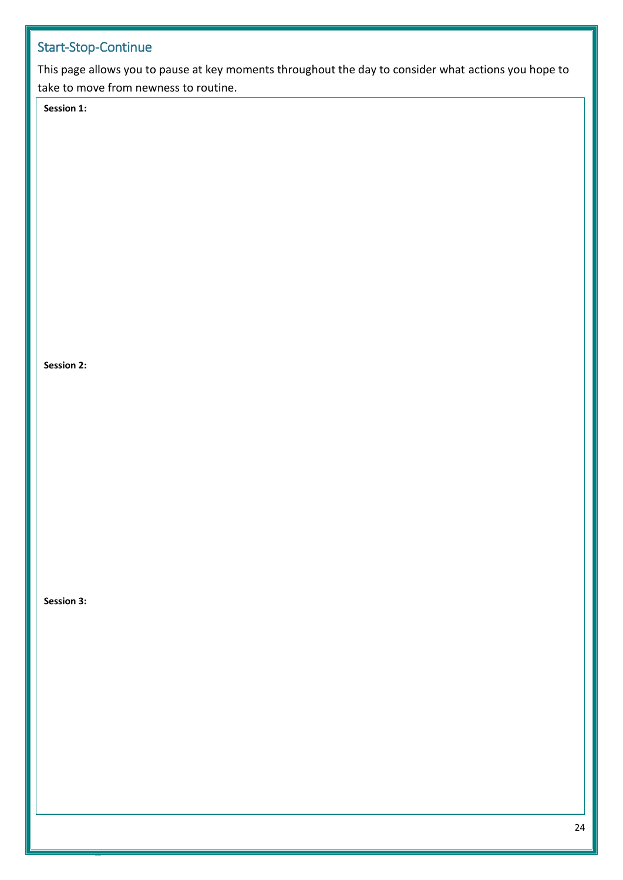## Start-Stop-Continue

This page allows you to pause at key moments throughout the day to consider what actions you hope to take to move from newness to routine.

**Session 1:**

**Session 2:**

**Session 3:**